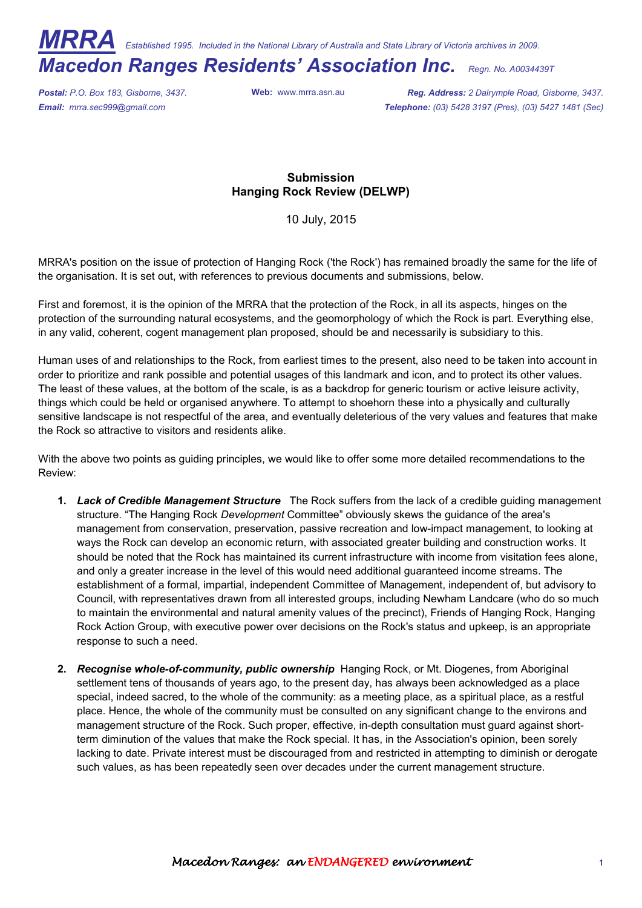# MRRA *Established 1995. Included in the National Library of Australia and State Library of Victoria archives in 2009.*

# Macedon Ranges Residents' Association Inc. *Regn. No. A0034439T*

***Postal:*** *P.O. Box 183, Gisborne, 3437.* **Web:** www.mrra.asn.au ***Reg. Address:*** *2 Dalrymple Road, Gisborne, 3437.*
***Email:*** *mrra.sec999@gmail.com* ***Telephone:*** *(03) 5428 3197 (Pres), (03) 5427 1481 (Sec)*

**Submission**
**Hanging Rock Review (DELWP)**

10 July, 2015

MRRA's position on the issue of protection of Hanging Rock ('the Rock') has remained broadly the same for the life of the organisation. It is set out, with references to previous documents and submissions, below.

First and foremost, it is the opinion of the MRRA that the protection of the Rock, in all its aspects, hinges on the protection of the surrounding natural ecosystems, and the geomorphology of which the Rock is part. Everything else, in any valid, coherent, cogent management plan proposed, should be and necessarily is subsidiary to this.

Human uses of and relationships to the Rock, from earliest times to the present, also need to be taken into account in order to prioritize and rank possible and potential usages of this landmark and icon, and to protect its other values. The least of these values, at the bottom of the scale, is as a backdrop for generic tourism or active leisure activity, things which could be held or organised anywhere. To attempt to shoehorn these into a physically and culturally sensitive landscape is not respectful of the area, and eventually deleterious of the very values and features that make the Rock so attractive to visitors and residents alike.

With the above two points as guiding principles, we would like to offer some more detailed recommendations to the Review:

1. ***Lack of Credible Management Structure*** The Rock suffers from the lack of a credible guiding management structure. "The Hanging Rock *Development* Committee" obviously skews the guidance of the area's management from conservation, preservation, passive recreation and low-impact management, to looking at ways the Rock can develop an economic return, with associated greater building and construction works. It should be noted that the Rock has maintained its current infrastructure with income from visitation fees alone, and only a greater increase in the level of this would need additional guaranteed income streams. The establishment of a formal, impartial, independent Committee of Management, independent of, but advisory to Council, with representatives drawn from all interested groups, including Newham Landcare (who do so much to maintain the environmental and natural amenity values of the precinct), Friends of Hanging Rock, Hanging Rock Action Group, with executive power over decisions on the Rock's status and upkeep, is an appropriate response to such a need.

2. ***Recognise whole-of-community, public ownership*** Hanging Rock, or Mt. Diogenes, from Aboriginal settlement tens of thousands of years ago, to the present day, has always been acknowledged as a place special, indeed sacred, to the whole of the community: as a meeting place, as a spiritual place, as a restful place. Hence, the whole of the community must be consulted on any significant change to the environs and management structure of the Rock. Such proper, effective, in-depth consultation must guard against short-term diminution of the values that make the Rock special. It has, in the Association's opinion, been sorely lacking to date. Private interest must be discouraged from and restricted in attempting to diminish or derogate such values, as has been repeatedly seen over decades under the current management structure.

*Macedon Ranges: an ENDANGERED environment*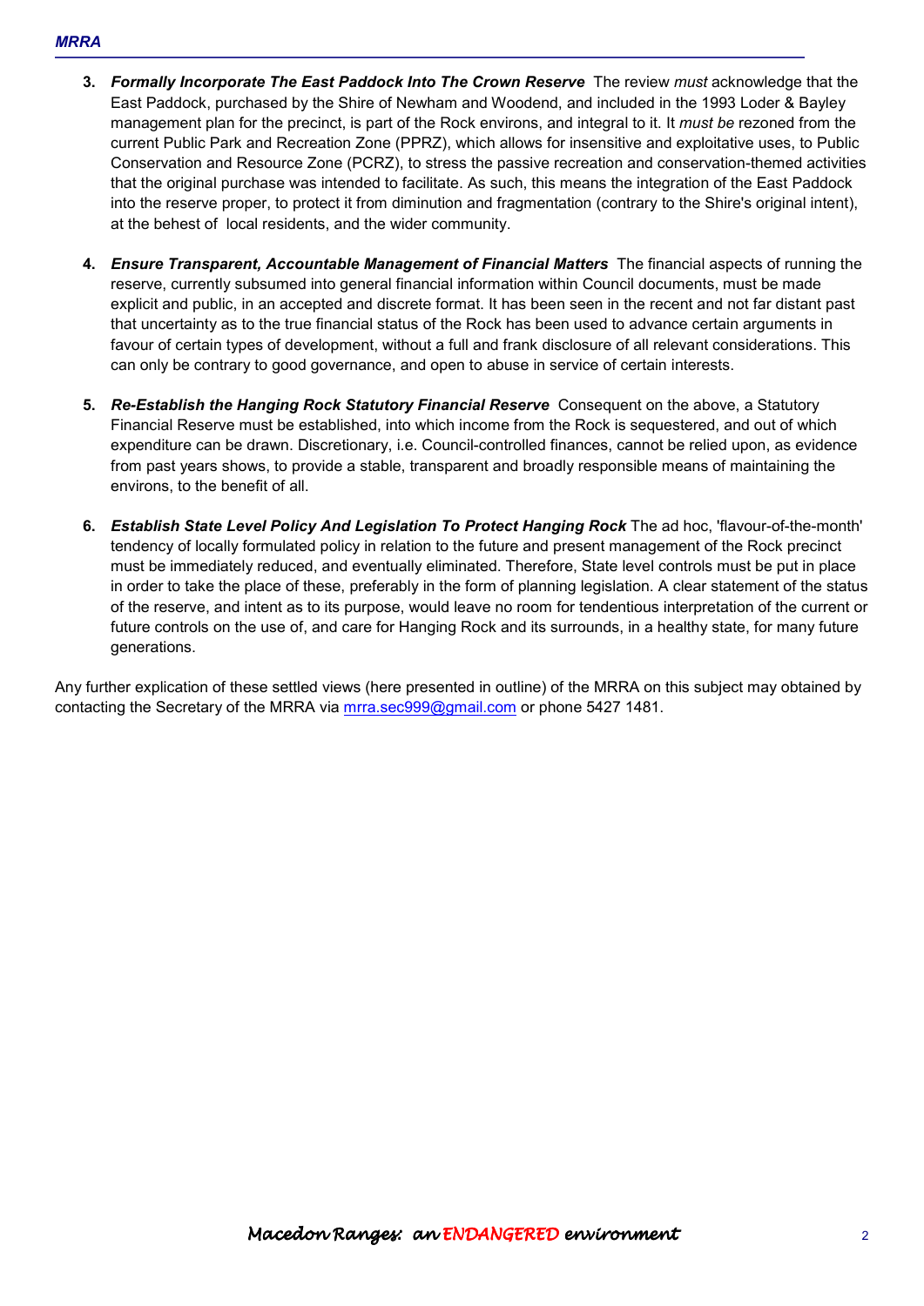3. ***Formally Incorporate The East Paddock Into The Crown Reserve*** The review *must* acknowledge that the East Paddock, purchased by the Shire of Newham and Woodend, and included in the 1993 Loder & Bayley management plan for the precinct, is part of the Rock environs, and integral to it. It *must be* rezoned from the current Public Park and Recreation Zone (PPRZ), which allows for insensitive and exploitative uses, to Public Conservation and Resource Zone (PCRZ), to stress the passive recreation and conservation-themed activities that the original purchase was intended to facilitate. As such, this means the integration of the East Paddock into the reserve proper, to protect it from diminution and fragmentation (contrary to the Shire's original intent), at the behest of local residents, and the wider community.

4. ***Ensure Transparent, Accountable Management of Financial Matters*** The financial aspects of running the reserve, currently subsumed into general financial information within Council documents, must be made explicit and public, in an accepted and discrete format. It has been seen in the recent and not far distant past that uncertainty as to the true financial status of the Rock has been used to advance certain arguments in favour of certain types of development, without a full and frank disclosure of all relevant considerations. This can only be contrary to good governance, and open to abuse in service of certain interests.

5. ***Re-Establish the Hanging Rock Statutory Financial Reserve*** Consequent on the above, a Statutory Financial Reserve must be established, into which income from the Rock is sequestered, and out of which expenditure can be drawn. Discretionary, i.e. Council-controlled finances, cannot be relied upon, as evidence from past years shows, to provide a stable, transparent and broadly responsible means of maintaining the environs, to the benefit of all.

6. ***Establish State Level Policy And Legislation To Protect Hanging Rock*** The ad hoc, 'flavour-of-the-month' tendency of locally formulated policy in relation to the future and present management of the Rock precinct must be immediately reduced, and eventually eliminated. Therefore, State level controls must be put in place in order to take the place of these, preferably in the form of planning legislation. A clear statement of the status of the reserve, and intent as to its purpose, would leave no room for tendentious interpretation of the current or future controls on the use of, and care for Hanging Rock and its surrounds, in a healthy state, for many future generations.

Any further explication of these settled views (here presented in outline) of the MRRA on this subject may obtained by contacting the Secretary of the MRRA via mrra.sec999@gmail.com or phone 5427 1481.